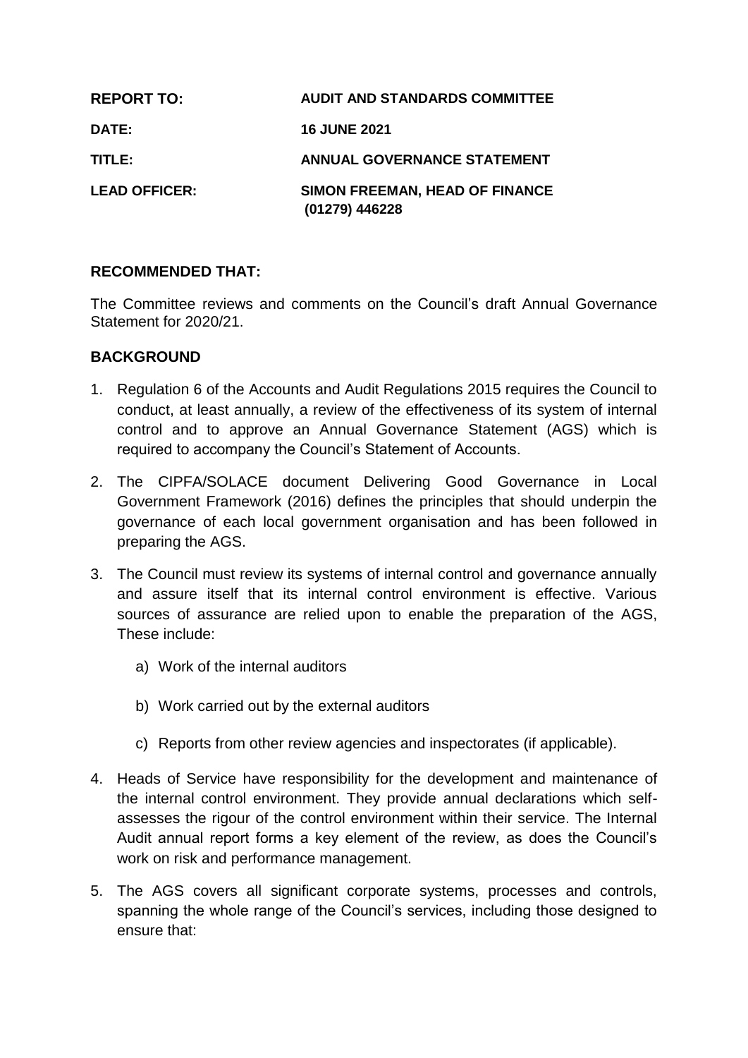| | |
|---|---|
| **REPORT TO:** | **AUDIT AND STANDARDS COMMITTEE** |
| **DATE:** | **16 JUNE 2021** |
| **TITLE:** | **ANNUAL GOVERNANCE STATEMENT** |
| **LEAD OFFICER:** | **SIMON FREEMAN, HEAD OF FINANCE (01279) 446228** |

## RECOMMENDED THAT:

The Committee reviews and comments on the Council's draft Annual Governance Statement for 2020/21.

## BACKGROUND

1. Regulation 6 of the Accounts and Audit Regulations 2015 requires the Council to conduct, at least annually, a review of the effectiveness of its system of internal control and to approve an Annual Governance Statement (AGS) which is required to accompany the Council's Statement of Accounts.

2. The CIPFA/SOLACE document Delivering Good Governance in Local Government Framework (2016) defines the principles that should underpin the governance of each local government organisation and has been followed in preparing the AGS.

3. The Council must review its systems of internal control and governance annually and assure itself that its internal control environment is effective. Various sources of assurance are relied upon to enable the preparation of the AGS, These include:

   a) Work of the internal auditors

   b) Work carried out by the external auditors

   c) Reports from other review agencies and inspectorates (if applicable).

4. Heads of Service have responsibility for the development and maintenance of the internal control environment. They provide annual declarations which self-assesses the rigour of the control environment within their service. The Internal Audit annual report forms a key element of the review, as does the Council's work on risk and performance management.

5. The AGS covers all significant corporate systems, processes and controls, spanning the whole range of the Council's services, including those designed to ensure that: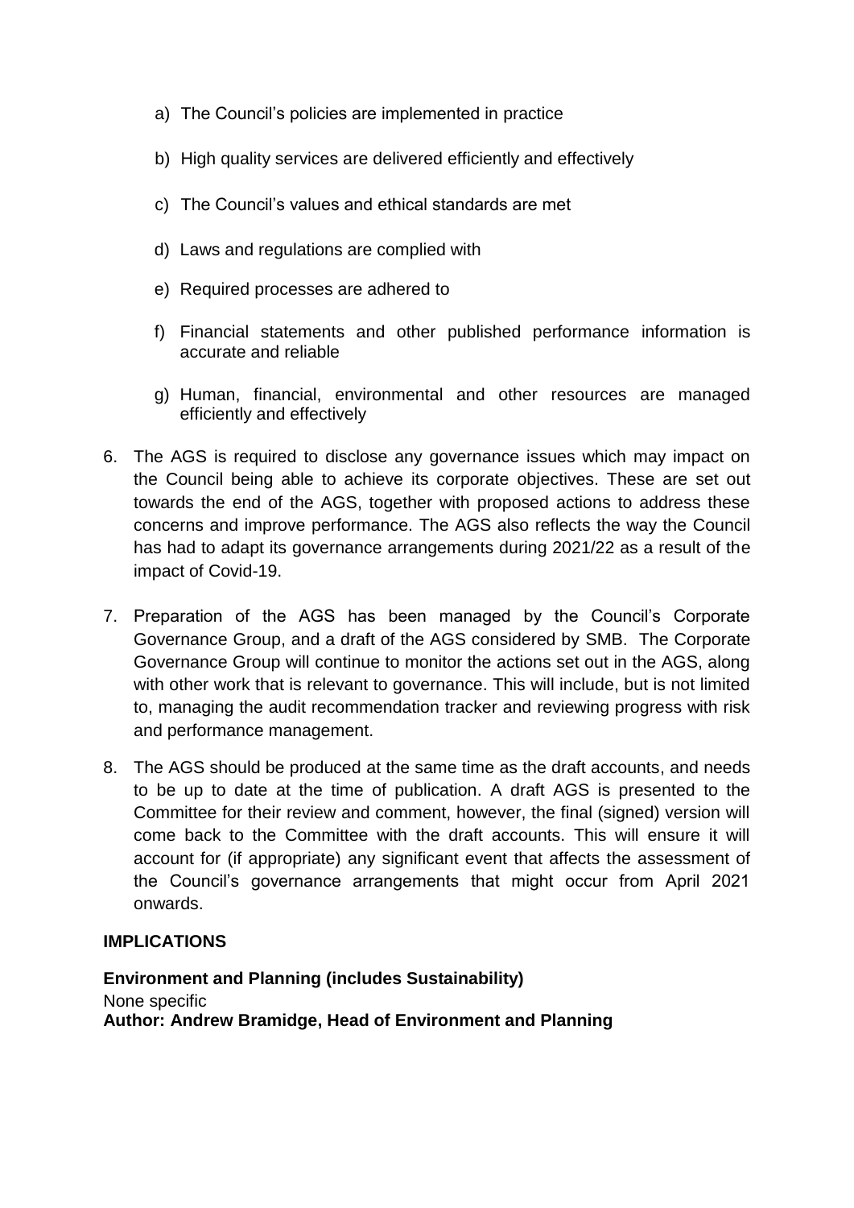a) The Council's policies are implemented in practice

b) High quality services are delivered efficiently and effectively

c) The Council's values and ethical standards are met

d) Laws and regulations are complied with

e) Required processes are adhered to

f) Financial statements and other published performance information is accurate and reliable

g) Human, financial, environmental and other resources are managed efficiently and effectively

6. The AGS is required to disclose any governance issues which may impact on the Council being able to achieve its corporate objectives. These are set out towards the end of the AGS, together with proposed actions to address these concerns and improve performance. The AGS also reflects the way the Council has had to adapt its governance arrangements during 2021/22 as a result of the impact of Covid-19.

7. Preparation of the AGS has been managed by the Council's Corporate Governance Group, and a draft of the AGS considered by SMB. The Corporate Governance Group will continue to monitor the actions set out in the AGS, along with other work that is relevant to governance. This will include, but is not limited to, managing the audit recommendation tracker and reviewing progress with risk and performance management.

8. The AGS should be produced at the same time as the draft accounts, and needs to be up to date at the time of publication. A draft AGS is presented to the Committee for their review and comment, however, the final (signed) version will come back to the Committee with the draft accounts. This will ensure it will account for (if appropriate) any significant event that affects the assessment of the Council's governance arrangements that might occur from April 2021 onwards.

## IMPLICATIONS

**Environment and Planning (includes Sustainability)**

None specific

**Author: Andrew Bramidge, Head of Environment and Planning**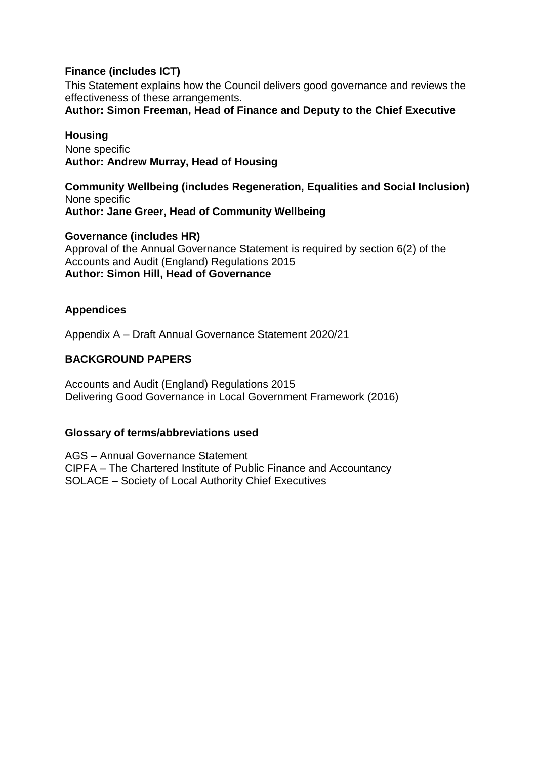**Finance (includes ICT)**

This Statement explains how the Council delivers good governance and reviews the effectiveness of these arrangements.

**Author: Simon Freeman, Head of Finance and Deputy to the Chief Executive**

**Housing**

None specific

**Author: Andrew Murray, Head of Housing**

**Community Wellbeing (includes Regeneration, Equalities and Social Inclusion)**

None specific

**Author: Jane Greer, Head of Community Wellbeing**

**Governance (includes HR)**

Approval of the Annual Governance Statement is required by section 6(2) of the Accounts and Audit (England) Regulations 2015

**Author: Simon Hill, Head of Governance**

## Appendices

Appendix A – Draft Annual Governance Statement 2020/21

## BACKGROUND PAPERS

Accounts and Audit (England) Regulations 2015
Delivering Good Governance in Local Government Framework (2016)

## Glossary of terms/abbreviations used

AGS – Annual Governance Statement
CIPFA – The Chartered Institute of Public Finance and Accountancy
SOLACE – Society of Local Authority Chief Executives